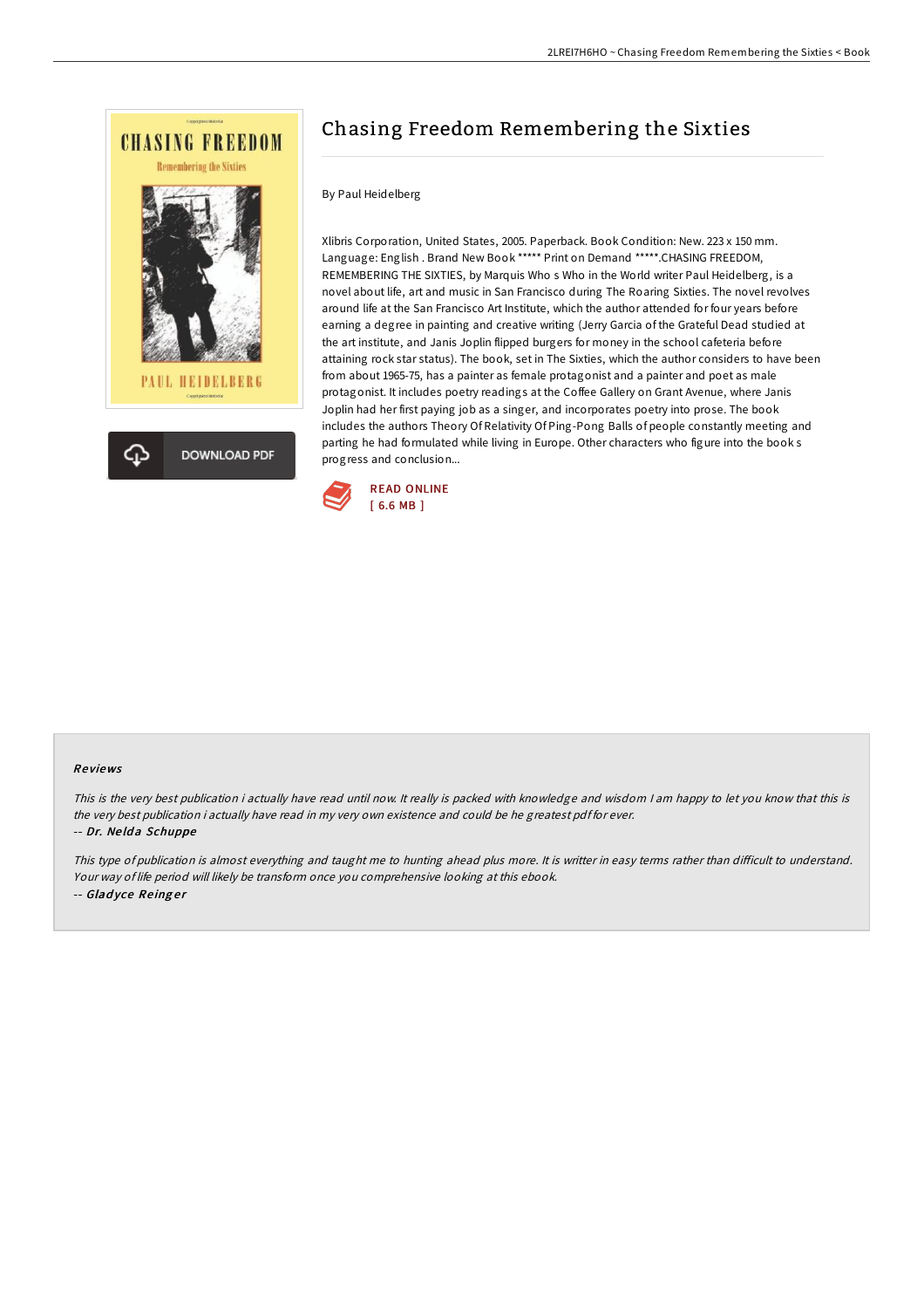# Chasing Freedom Remembering the Sixties

By Paul Heidelberg

Xlibris Corporation, United States, 2005. Paperback. Book Condition: New. 223 x 150 mm. Language: English . Brand New Book ***** Print on Demand *****.CHASING FREEDOM, REMEMBERING THE SIXTIES, by Marquis Who s Who in the World writer Paul Heidelberg, is a novel about life, art and music in San Francisco during The Roaring Sixties. The novel revolves around life at the San Francisco Art Institute, which the author attended for four years before earning a degree in painting and creative writing (Jerry Garcia of the Grateful Dead studied at the art institute, and Janis Joplin flipped burgers for money in the school cafeteria before attaining rock star status). The book, set in The Sixties, which the author considers to have been from about 1965-75, has a painter as female protagonist and a painter and poet as male protagonist. It includes poetry readings at the Coffee Gallery on Grant Avenue, where Janis Joplin had her first paying job as a singer, and incorporates poetry into prose. The book includes the authors Theory Of Relativity Of Ping-Pong Balls of people constantly meeting and parting he had formulated while living in Europe. Other characters who figure into the book s progress and conclusion...

READ ONLINE
[ 6.6 MB ]

DOWNLOAD PDF

## Reviews

*This is the very best publication i actually have read until now. It really is packed with knowledge and wisdom I am happy to let you know that this is the very best publication i actually have read in my very own existence and could be he greatest pdf for ever.*

-- *Dr. Nelda Schuppe*

*This type of publication is almost everything and taught me to hunting ahead plus more. It is writter in easy terms rather than difficult to understand. Your way of life period will likely be transform once you comprehensive looking at this ebook.*

-- *Gladyce Reinger*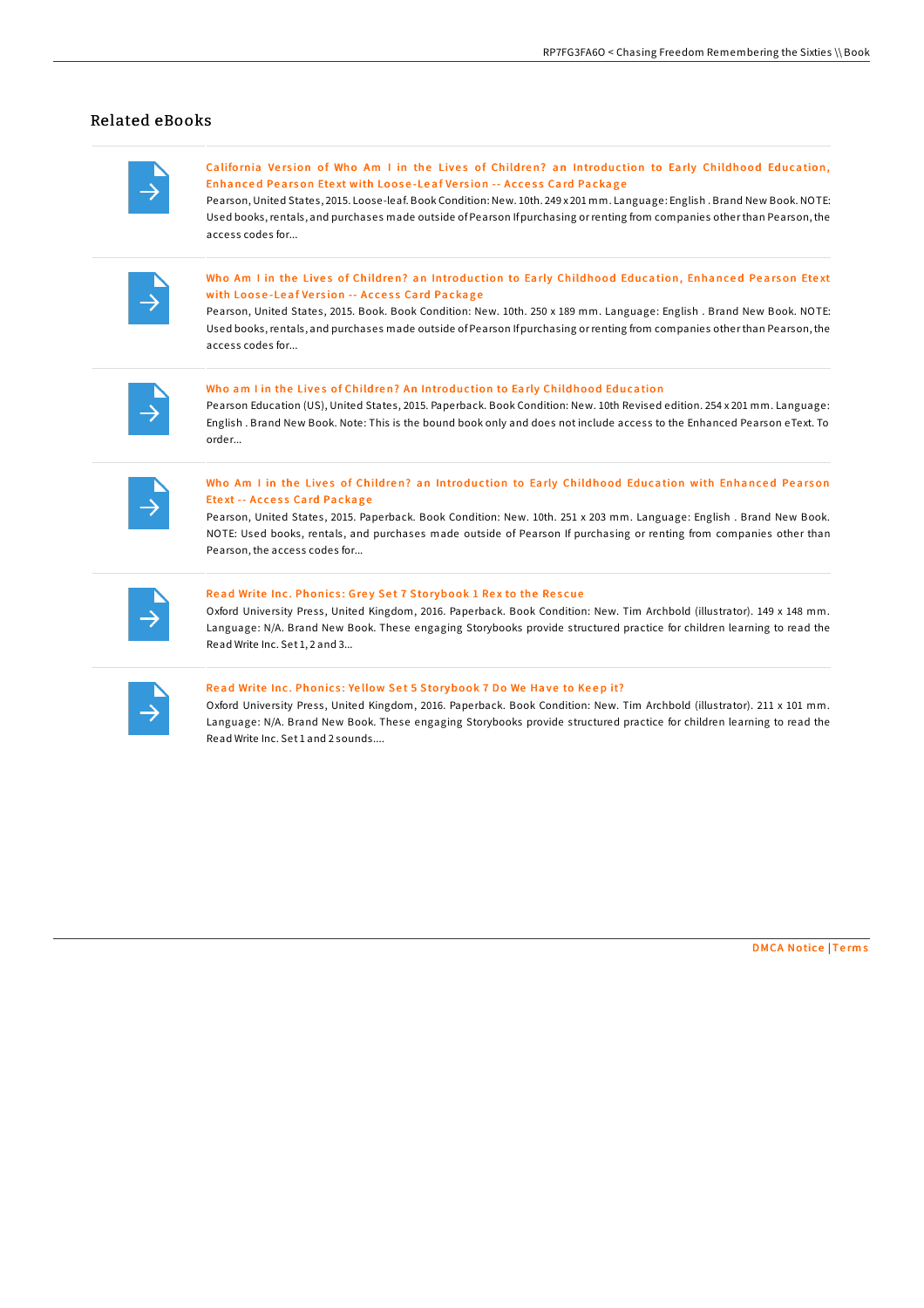## Related eBooks

### California Version of Who Am I in the Lives of Children? an Introduction to Early Childhood Education, Enhanced Pearson Etext with Loose-Leaf Version -- Access Card Package

Pearson, United States, 2015. Loose-leaf. Book Condition: New. 10th. 249 x 201 mm. Language: English . Brand New Book. NOTE: Used books, rentals, and purchases made outside of Pearson If purchasing or renting from companies other than Pearson, the access codes for...

### Who Am I in the Lives of Children? an Introduction to Early Childhood Education, Enhanced Pearson Etext with Loose-Leaf Version -- Access Card Package

Pearson, United States, 2015. Book. Book Condition: New. 10th. 250 x 189 mm. Language: English . Brand New Book. NOTE: Used books, rentals, and purchases made outside of Pearson If purchasing or renting from companies other than Pearson, the access codes for...

### Who am I in the Lives of Children? An Introduction to Early Childhood Education

Pearson Education (US), United States, 2015. Paperback. Book Condition: New. 10th Revised edition. 254 x 201 mm. Language: English . Brand New Book. Note: This is the bound book only and does not include access to the Enhanced Pearson eText. To order...

### Who Am I in the Lives of Children? an Introduction to Early Childhood Education with Enhanced Pearson Etext -- Access Card Package

Pearson, United States, 2015. Paperback. Book Condition: New. 10th. 251 x 203 mm. Language: English . Brand New Book. NOTE: Used books, rentals, and purchases made outside of Pearson If purchasing or renting from companies other than Pearson, the access codes for...

### Read Write Inc. Phonics: Grey Set 7 Storybook 1 Rex to the Rescue

Oxford University Press, United Kingdom, 2016. Paperback. Book Condition: New. Tim Archbold (illustrator). 149 x 148 mm. Language: N/A. Brand New Book. These engaging Storybooks provide structured practice for children learning to read the Read Write Inc. Set 1, 2 and 3...

### Read Write Inc. Phonics: Yellow Set 5 Storybook 7 Do We Have to Keep it?

Oxford University Press, United Kingdom, 2016. Paperback. Book Condition: New. Tim Archbold (illustrator). 211 x 101 mm. Language: N/A. Brand New Book. These engaging Storybooks provide structured practice for children learning to read the Read Write Inc. Set 1 and 2 sounds....

DMCA Notice | Terms